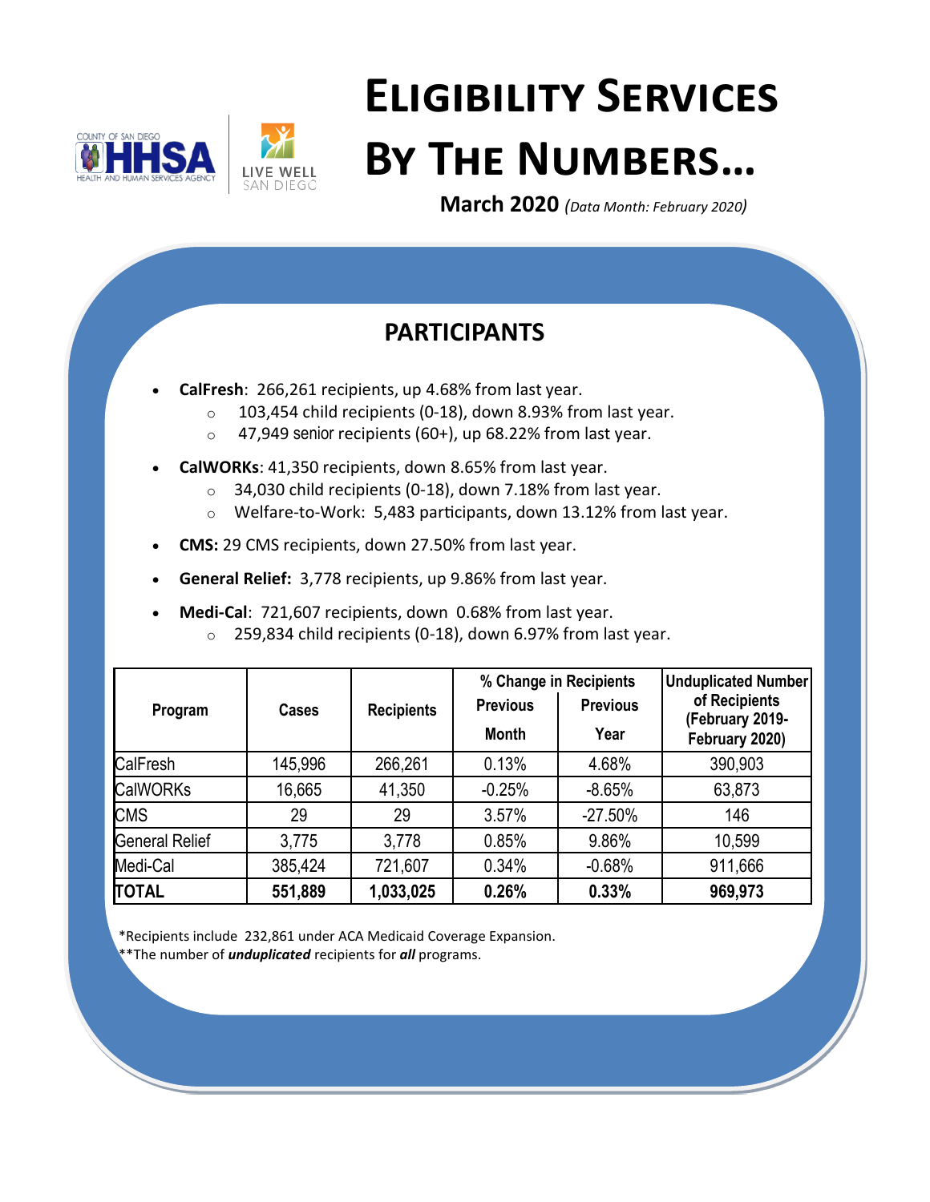# Eligibility Services By The Numbers…

**March 2020** *(Data Month: February 2020)*

## PARTICIPANTS

- **CalFresh**: 266,261 recipients, up 4.68% from last year.
  - 103,454 child recipients (0-18), down 8.93% from last year.
  - 47,949 senior recipients (60+), up 68.22% from last year.
- **CalWORKs**: 41,350 recipients, down 8.65% from last year.
  - 34,030 child recipients (0-18), down 7.18% from last year.
  - Welfare-to-Work: 5,483 participants, down 13.12% from last year.
- **CMS:** 29 CMS recipients, down 27.50% from last year.
- **General Relief:** 3,778 recipients, up 9.86% from last year.
- **Medi-Cal**: 721,607 recipients, down 0.68% from last year.
  - 259,834 child recipients (0-18), down 6.97% from last year.

| Program | Cases | Recipients | % Change in Recipients | | Unduplicated Number of Recipients (February 2019-February 2020) |
|---|---|---|---|---|---|
| | | | Previous Month | Previous Year | |
| CalFresh | 145,996 | 266,261 | 0.13% | 4.68% | 390,903 |
| CalWORKs | 16,665 | 41,350 | -0.25% | -8.65% | 63,873 |
| CMS | 29 | 29 | 3.57% | -27.50% | 146 |
| General Relief | 3,775 | 3,778 | 0.85% | 9.86% | 10,599 |
| Medi-Cal | 385,424 | 721,607 | 0.34% | -0.68% | 911,666 |
| **TOTAL** | **551,889** | **1,033,025** | **0.26%** | **0.33%** | **969,973** |

*Recipients include 232,861 under ACA Medicaid Coverage Expansion.
**The number of ***unduplicated*** recipients for ***all*** programs.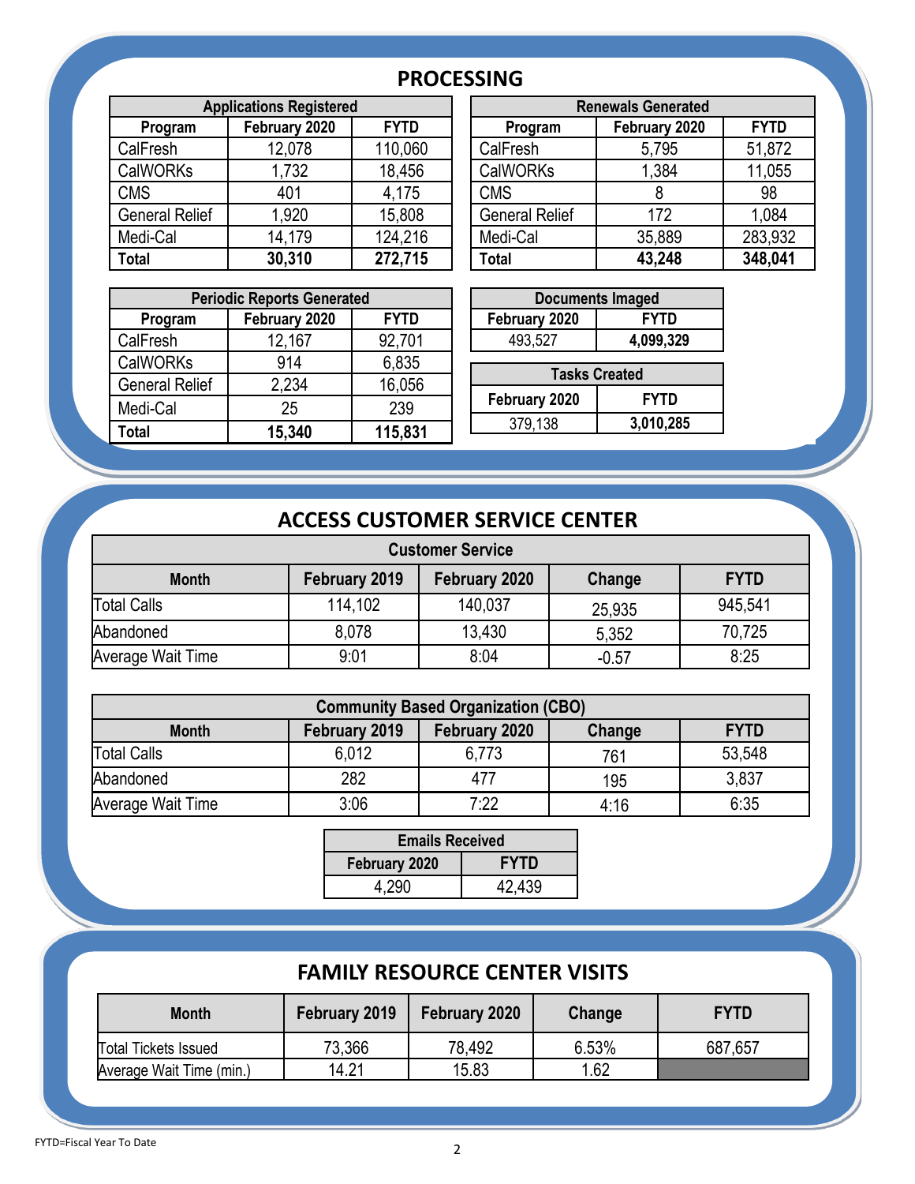## PROCESSING

| Applications Registered | | |
|---|---|---|
| **Program** | **February 2020** | **FYTD** |
| CalFresh | 12,078 | 110,060 |
| CalWORKs | 1,732 | 18,456 |
| CMS | 401 | 4,175 |
| General Relief | 1,920 | 15,808 |
| Medi-Cal | 14,179 | 124,216 |
| **Total** | **30,310** | **272,715** |

| Renewals Generated | | |
|---|---|---|
| **Program** | **February 2020** | **FYTD** |
| CalFresh | 5,795 | 51,872 |
| CalWORKs | 1,384 | 11,055 |
| CMS | 8 | 98 |
| General Relief | 172 | 1,084 |
| Medi-Cal | 35,889 | 283,932 |
| **Total** | **43,248** | **348,041** |

| Periodic Reports Generated | | |
|---|---|---|
| **Program** | **February 2020** | **FYTD** |
| CalFresh | 12,167 | 92,701 |
| CalWORKs | 914 | 6,835 |
| General Relief | 2,234 | 16,056 |
| Medi-Cal | 25 | 239 |
| **Total** | **15,340** | **115,831** |

| Documents Imaged | |
|---|---|
| **February 2020** | **FYTD** |
| 493,527 | **4,099,329** |

| Tasks Created | |
|---|---|
| **February 2020** | **FYTD** |
| 379,138 | **3,010,285** |

## ACCESS CUSTOMER SERVICE CENTER

| Customer Service | | | | |
|---|---|---|---|---|
| **Month** | **February 2019** | **February 2020** | **Change** | **FYTD** |
| Total Calls | 114,102 | 140,037 | 25,935 | 945,541 |
| Abandoned | 8,078 | 13,430 | 5,352 | 70,725 |
| Average Wait Time | 9:01 | 8:04 | -0.57 | 8:25 |

| Community Based Organization (CBO) | | | | |
|---|---|---|---|---|
| **Month** | **February 2019** | **February 2020** | **Change** | **FYTD** |
| Total Calls | 6,012 | 6,773 | 761 | 53,548 |
| Abandoned | 282 | 477 | 195 | 3,837 |
| Average Wait Time | 3:06 | 7:22 | 4:16 | 6:35 |

| Emails Received | |
|---|---|
| **February 2020** | **FYTD** |
| 4,290 | 42,439 |

## FAMILY RESOURCE CENTER VISITS

| Month | February 2019 | February 2020 | Change | FYTD |
|---|---|---|---|---|
| Total Tickets Issued | 73,366 | 78,492 | 6.53% | 687,657 |
| Average Wait Time (min.) | 14.21 | 15.83 | 1.62 | |

FYTD=Fiscal Year To Date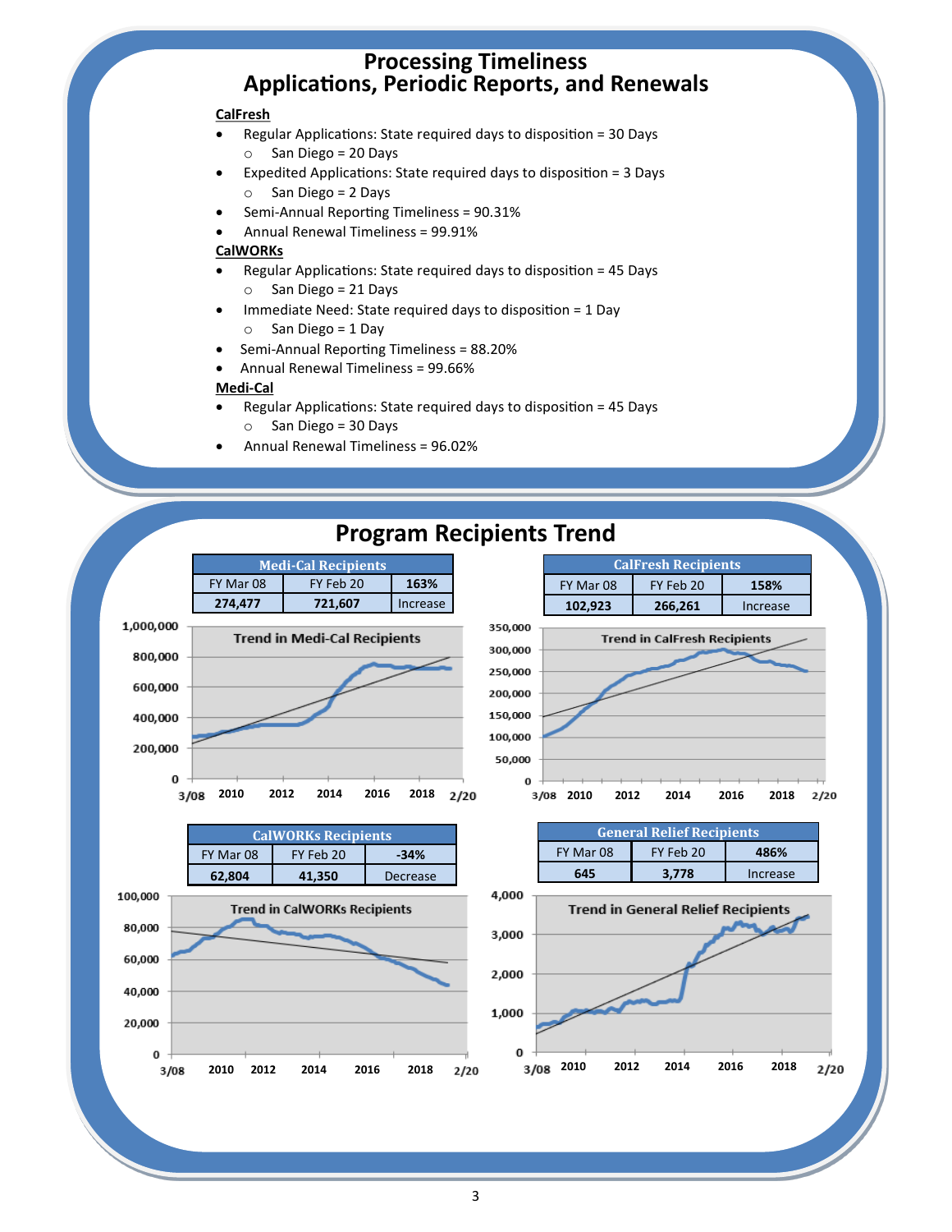# Processing Timeliness
## Applications, Periodic Reports, and Renewals

**CalFresh**

- Regular Applications: State required days to disposition = 30 Days
  - San Diego = 20 Days
- Expedited Applications: State required days to disposition = 3 Days
  - San Diego = 2 Days
- Semi-Annual Reporting Timeliness = 90.31%
- Annual Renewal Timeliness = 99.91%

**CalWORKs**

- Regular Applications: State required days to disposition = 45 Days
  - San Diego = 21 Days
- Immediate Need: State required days to disposition = 1 Day
  - San Diego = 1 Day
- Semi-Annual Reporting Timeliness = 88.20%
- Annual Renewal Timeliness = 99.66%

**Medi-Cal**

- Regular Applications: State required days to disposition = 45 Days
  - San Diego = 30 Days
- Annual Renewal Timeliness = 96.02%

# Program Recipients Trend

| Medi-Cal Recipients | | |
|---|---|---|
| FY Mar 08 | FY Feb 20 | **163%** |
| **274,477** | **721,607** | Increase |

Trend in Medi-Cal Recipients
1,000,000
800,000
600,000
400,000
200,000
0
3/08 2010 2012 2014 2016 2018 2/20

| CalFresh Recipients | | |
|---|---|---|
| FY Mar 08 | FY Feb 20 | **158%** |
| **102,923** | **266,261** | Increase |

Trend in CalFresh Recipients
350,000
300,000
250,000
200,000
150,000
100,000
50,000
0
3/08 2010 2012 2014 2016 2018 2/20

| CalWORKs Recipients | | |
|---|---|---|
| FY Mar 08 | FY Feb 20 | **-34%** |
| **62,804** | **41,350** | Decrease |

Trend in CalWORKs Recipients
100,000
80,000
60,000
40,000
20,000
0
3/08 2010 2012 2014 2016 2018 2/20

| General Relief Recipients | | |
|---|---|---|
| FY Mar 08 | FY Feb 20 | **486%** |
| **645** | **3,778** | Increase |

Trend in General Relief Recipients
4,000
3,000
2,000
1,000
0
3/08 2010 2012 2014 2016 2018 2/20